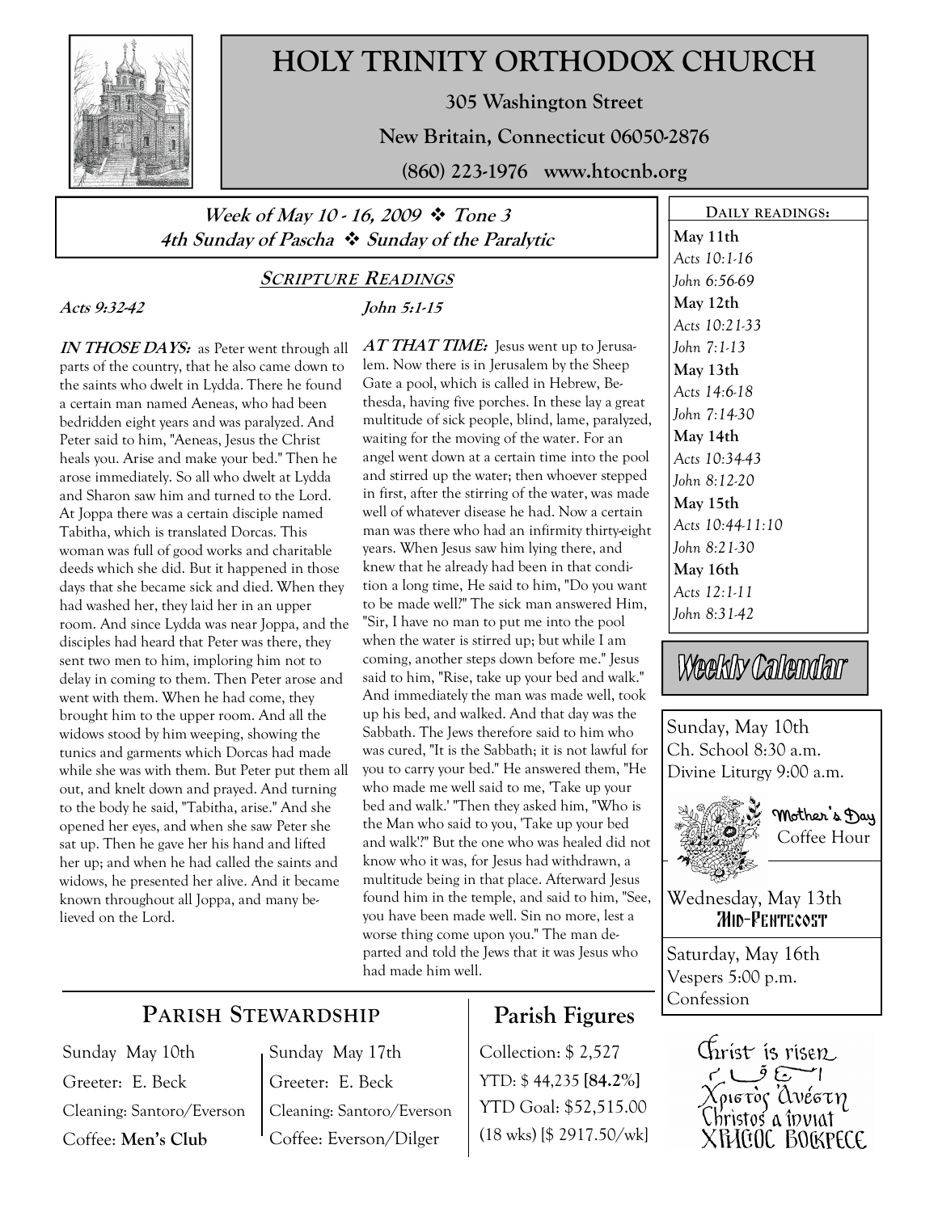# HOLY TRINITY ORTHODOX CHURCH

**305 Washington Street**

**New Britain, Connecticut 06050-2876**

**(860) 223-1976 www.htocnb.org**

***Week of May 10 - 16, 2009 ❖ Tone 3***
***4th Sunday of Pascha ❖ Sunday of the Paralytic***

## SCRIPTURE READINGS

***Acts 9:32-42***

***IN THOSE DAYS:*** as Peter went through all parts of the country, that he also came down to the saints who dwelt in Lydda. There he found a certain man named Aeneas, who had been bedridden eight years and was paralyzed. And Peter said to him, "Aeneas, Jesus the Christ heals you. Arise and make your bed." Then he arose immediately. So all who dwelt at Lydda and Sharon saw him and turned to the Lord. At Joppa there was a certain disciple named Tabitha, which is translated Dorcas. This woman was full of good works and charitable deeds which she did. But it happened in those days that she became sick and died. When they had washed her, they laid her in an upper room. And since Lydda was near Joppa, and the disciples had heard that Peter was there, they sent two men to him, imploring him not to delay in coming to them. Then Peter arose and went with them. When he had come, they brought him to the upper room. And all the widows stood by him weeping, showing the tunics and garments which Dorcas had made while she was with them. But Peter put them all out, and knelt down and prayed. And turning to the body he said, "Tabitha, arise." And she opened her eyes, and when she saw Peter she sat up. Then he gave her his hand and lifted her up; and when he had called the saints and widows, he presented her alive. And it became known throughout all Joppa, and many believed on the Lord.

***John 5:1-15***

***AT THAT TIME:*** Jesus went up to Jerusalem. Now there is in Jerusalem by the Sheep Gate a pool, which is called in Hebrew, Bethesda, having five porches. In these lay a great multitude of sick people, blind, lame, paralyzed, waiting for the moving of the water. For an angel went down at a certain time into the pool and stirred up the water; then whoever stepped in first, after the stirring of the water, was made well of whatever disease he had. Now a certain man was there who had an infirmity thirty-eight years. When Jesus saw him lying there, and knew that he already had been in that condition a long time, He said to him, "Do you want to be made well?" The sick man answered Him, "Sir, I have no man to put me into the pool when the water is stirred up; but while I am coming, another steps down before me." Jesus said to him, "Rise, take up your bed and walk." And immediately the man was made well, took up his bed, and walked. And that day was the Sabbath. The Jews therefore said to him who was cured, "It is the Sabbath; it is not lawful for you to carry your bed." He answered them, "He who made me well said to me, 'Take up your bed and walk.' "Then they asked him, "Who is the Man who said to you, 'Take up your bed and walk'?" But the one who was healed did not know who it was, for Jesus had withdrawn, a multitude being in that place. Afterward Jesus found him in the temple, and said to him, "See, you have been made well. Sin no more, lest a worse thing come upon you." The man departed and told the Jews that it was Jesus who had made him well.

## DAILY READINGS:

**May 11th**
*Acts 10:1-16*
*John 6:56-69*

**May 12th**
*Acts 10:21-33*
*John 7:1-13*

**May 13th**
*Acts 14:6-18*
*John 7:14-30*

**May 14th**
*Acts 10:34-43*
*John 8:12-20*

**May 15th**
*Acts 10:44-11:10*
*John 8:21-30*

**May 16th**
*Acts 12:1-11*
*John 8:31-42*

## Weekly Calendar

Sunday, May 10th
Ch. School 8:30 a.m.
Divine Liturgy 9:00 a.m.
Mother's Day Coffee Hour

Wednesday, May 13th
MID-PENTECOST

Saturday, May 16th
Vespers 5:00 p.m.
Confession

## PARISH STEWARDSHIP

| Sunday May 10th | Sunday May 17th |
|---|---|
| Greeter: E. Beck | Greeter: E. Beck |
| Cleaning: Santoro/Everson | Cleaning: Santoro/Everson |
| Coffee: **Men's Club** | Coffee: Everson/Dilger |

## Parish Figures

Collection: $ 2,527
YTD: $ 44,235 **[84.2%]**
YTD Goal: $52,515.00
(18 wks) [$ 2917.50/wk]

Christ is risen
Χριστὸς Ἀνέστη
Christos a înviat
ХРИСТОС ВОСКРЕСЕ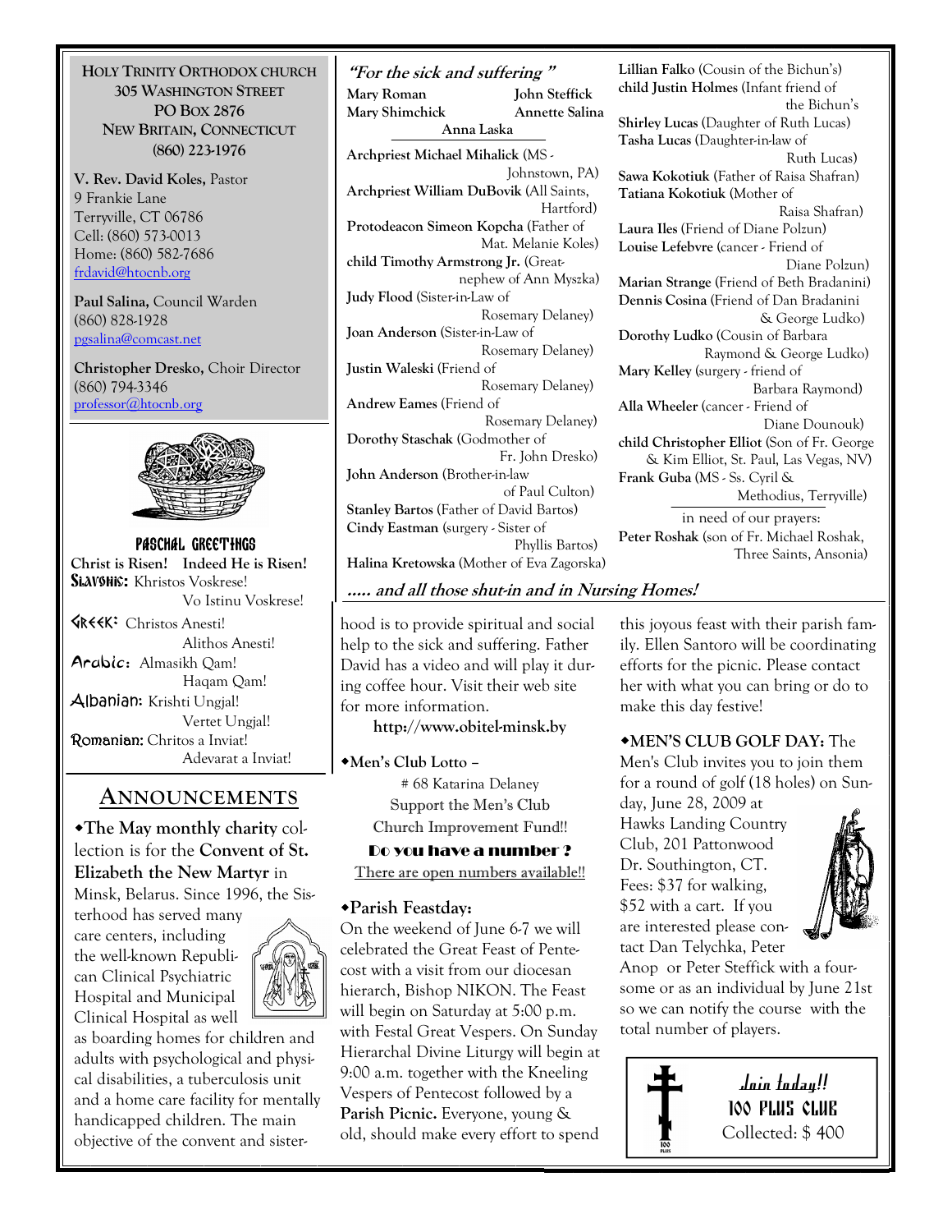**HOLY TRINITY ORTHODOX CHURCH**
**305 WASHINGTON STREET**
**PO BOX 2876**
**NEW BRITAIN, CONNECTICUT**
**(860) 223-1976**

**V. Rev. David Koles,** Pastor
9 Frankie Lane
Terryville, CT 06786
Cell: (860) 573-0013
Home: (860) 582-7686
frdavid@htocnb.org

**Paul Salina,** Council Warden
(860) 828-1928
pgsalina@comcast.net

**Christopher Dresko,** Choir Director
(860) 794-3346
professor@htocnb.org

## PASCHAL GREETINGS

**Christ is Risen! Indeed He is Risen!**

**Slavonic:** Khristos Voskrese!
Vo Istinu Voskrese!

**Greek:** Christos Anesti!
Alithos Anesti!

**Arabic:** Almasikh Qam!
Haqam Qam!

**Albanian:** Krishti Ungjal!
Vertet Ungjal!

**Romanian:** Christos a Inviat!
Adevarat a Inviat!

## ANNOUNCEMENTS

◆**The May monthly charity** collection is for the **Convent of St. Elizabeth the New Martyr** in Minsk, Belarus. Since 1996, the Sisterhood has served many care centers, including the well-known Republican Clinical Psychiatric Hospital and Municipal Clinical Hospital as well as boarding homes for children and adults with psychological and physical disabilities, a tuberculosis unit and a home care facility for mentally handicapped children. The main objective of the convent and sisterhood is to provide spiritual and social help to the sick and suffering. Father David has a video and will play it during coffee hour. Visit their web site for more information.

**http://www.obitel-minsk.by**

◆**Men's Club Lotto –**

# 68 Katarina Delaney
Support the Men's Club
Church Improvement Fund!!

**Do you have a number ?**
There are open numbers available!!

◆**Parish Feastday:**
On the weekend of June 6-7 we will celebrated the Great Feast of Pentecost with a visit from our diocesan hierarch, Bishop NIKON. The Feast will begin on Saturday at 5:00 p.m. with Festal Great Vespers. On Sunday Hierarchal Divine Liturgy will begin at 9:00 a.m. together with the Kneeling Vespers of Pentecost followed by a **Parish Picnic.** Everyone, young & old, should make every effort to spend this joyous feast with their parish family. Ellen Santoro will be coordinating efforts for the picnic. Please contact her with what you can bring or do to make this day festive!

◆**MEN'S CLUB GOLF DAY:** The Men's Club invites you to join them for a round of golf (18 holes) on Sunday, June 28, 2009 at Hawks Landing Country Club, 201 Pattonwood Dr. Southington, CT. Fees: $37 for walking, $52 with a cart. If you are interested please contact Dan Telychka, Peter Anop or Peter Steffick with a foursome or as an individual by June 21st so we can notify the course with the total number of players.

*Join today!!*
**100 PLUS CLUB**
Collected: $ 400

## *"For the sick and suffering"*

**Mary Roman**
**John Steffick**
**Mary Shimchick**
**Annette Salina**
**Anna Laska**

**Archpriest Michael Mihalick** (MS - Johnstown, PA)
**Archpriest William DuBovik** (All Saints, Hartford)
**Protodeacon Simeon Kopcha** (Father of Mat. Melanie Koles)
**child Timothy Armstrong Jr.** (Great-nephew of Ann Myszka)
**Judy Flood** (Sister-in-Law of Rosemary Delaney)
**Joan Anderson** (Sister-in-Law of Rosemary Delaney)
**Justin Waleski** (Friend of Rosemary Delaney)
**Andrew Eames** (Friend of Rosemary Delaney)
**Dorothy Staschak** (Godmother of Fr. John Dresko)
**John Anderson** (Brother-in-law of Paul Culton)
**Stanley Bartos** (Father of David Bartos)
**Cindy Eastman** (surgery - Sister of Phyllis Bartos)
**Halina Kretowska** (Mother of Eva Zagorska)
**Lillian Falko** (Cousin of the Bichun's)
**child Justin Holmes** (Infant friend of the Bichun's
**Shirley Lucas** (Daughter of Ruth Lucas)
**Tasha Lucas** (Daughter-in-law of Ruth Lucas)
**Sawa Kokotiuk** (Father of Raisa Shafran)
**Tatiana Kokotiuk** (Mother of Raisa Shafran)
**Laura Iles** (Friend of Diane Polzun)
**Louise Lefebvre** (cancer - Friend of Diane Polzun)
**Marian Strange** (Friend of Beth Bradanini)
**Dennis Cosina** (Friend of Dan Bradanini & George Ludko)
**Dorothy Ludko** (Cousin of Barbara Raymond & George Ludko)
**Mary Kelley** (surgery - friend of Barbara Raymond)
**Alla Wheeler** (cancer - Friend of Diane Dounouk)
**child Christopher Elliot** (Son of Fr. George & Kim Elliot, St. Paul, Las Vegas, NV)
**Frank Guba** (MS - Ss. Cyril & Methodius, Terryville)

in need of our prayers:

**Peter Roshak** (son of Fr. Michael Roshak, Three Saints, Ansonia)

*..... and all those shut-in and in Nursing Homes!*